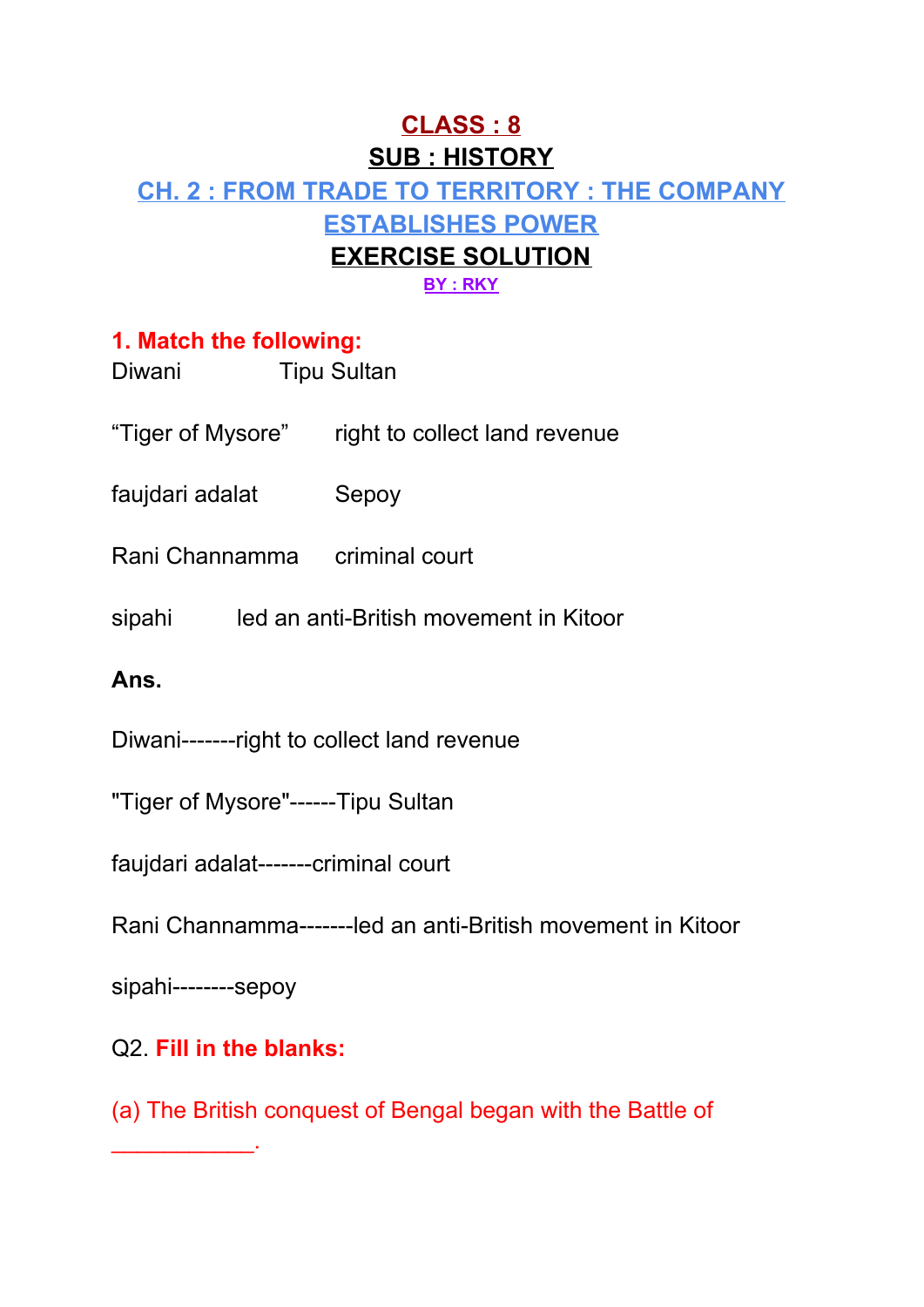# CLASS : 8

## SUB : HISTORY

## CH. 2 : FROM TRADE TO TERRITORY : THE COMPANY ESTABLISHES POWER

## EXERCISE SOLUTION

**BY : RKY**

**1. Match the following:**

| | |
|---|---|
| Diwani | Tipu Sultan |
| "Tiger of Mysore" | right to collect land revenue |
| faujdari adalat | Sepoy |
| Rani Channamma | criminal court |
| sipahi | led an anti-British movement in Kitoor |

**Ans.**

Diwani-------right to collect land revenue

"Tiger of Mysore"------Tipu Sultan

faujdari adalat-------criminal court

Rani Channamma-------led an anti-British movement in Kitoor

sipahi--------sepoy

Q2. **Fill in the blanks:**

(a) The British conquest of Bengal began with the Battle of ___________.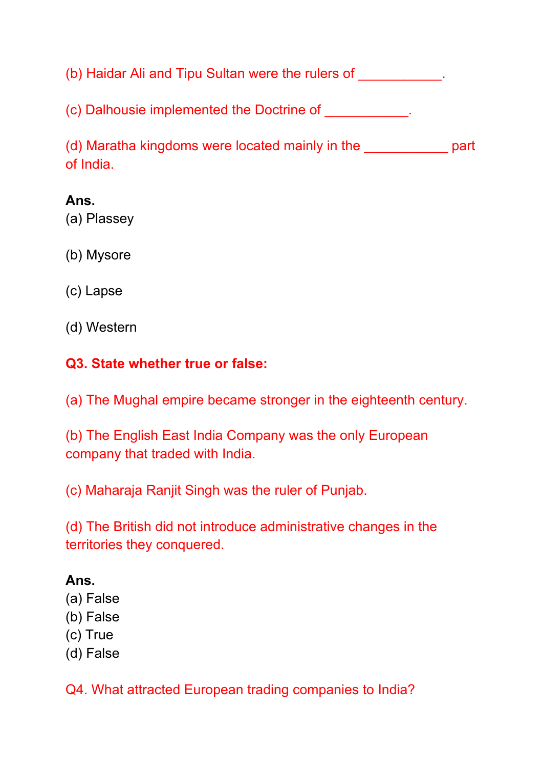(b) Haidar Ali and Tipu Sultan were the rulers of ___________.

(c) Dalhousie implemented the Doctrine of ___________.

(d) Maratha kingdoms were located mainly in the ___________ part of India.

**Ans.**
(a) Plassey

(b) Mysore

(c) Lapse

(d) Western

**Q3. State whether true or false:**

(a) The Mughal empire became stronger in the eighteenth century.

(b) The English East India Company was the only European company that traded with India.

(c) Maharaja Ranjit Singh was the ruler of Punjab.

(d) The British did not introduce administrative changes in the territories they conquered.

**Ans.**
(a) False
(b) False
(c) True
(d) False

Q4. What attracted European trading companies to India?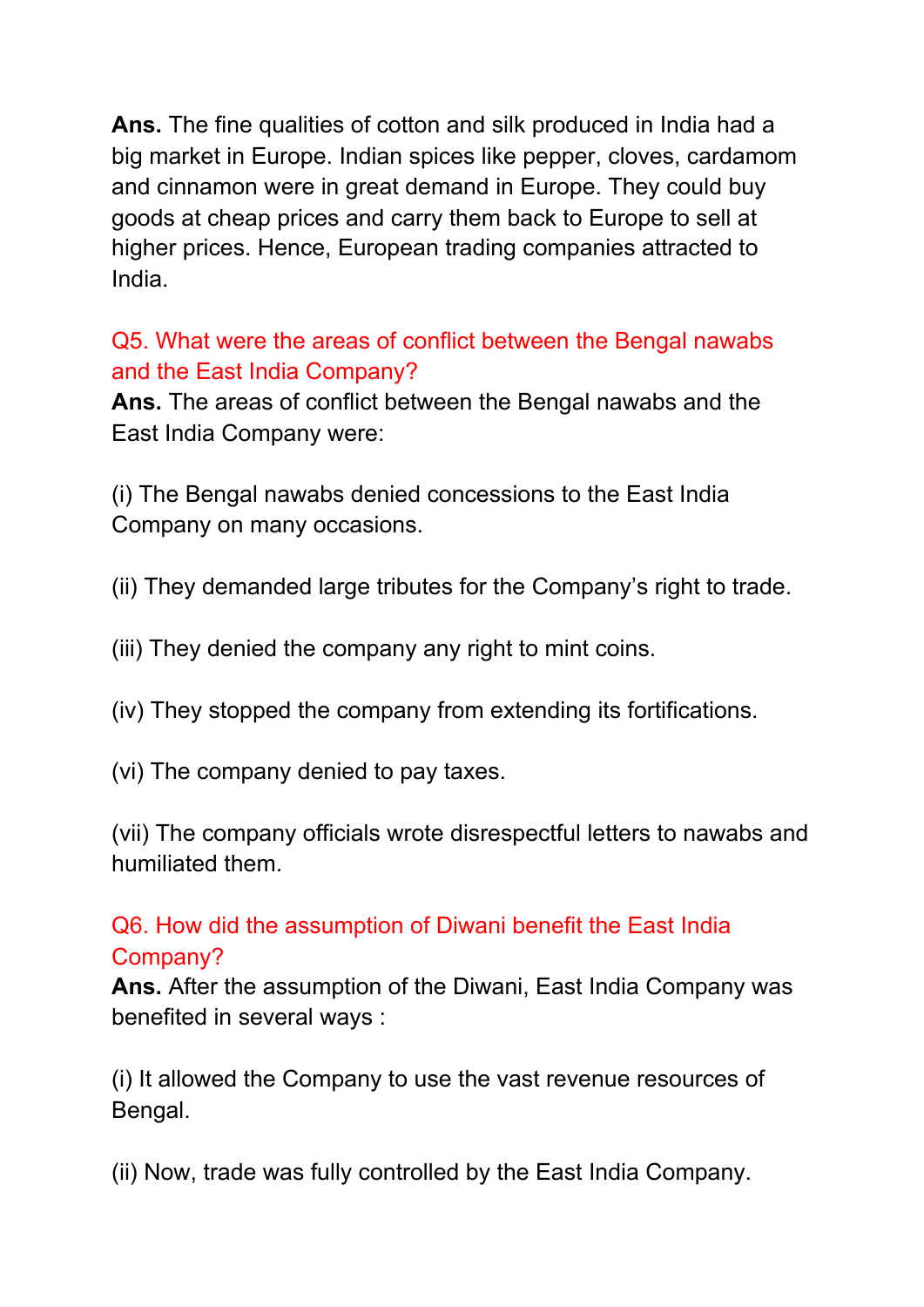**Ans.** The fine qualities of cotton and silk produced in India had a big market in Europe. Indian spices like pepper, cloves, cardamom and cinnamon were in great demand in Europe. They could buy goods at cheap prices and carry them back to Europe to sell at higher prices. Hence, European trading companies attracted to India.

**Q5. What were the areas of conflict between the Bengal nawabs and the East India Company?**

**Ans.** The areas of conflict between the Bengal nawabs and the East India Company were:

(i) The Bengal nawabs denied concessions to the East India Company on many occasions.

(ii) They demanded large tributes for the Company's right to trade.

(iii) They denied the company any right to mint coins.

(iv) They stopped the company from extending its fortifications.

(vi) The company denied to pay taxes.

(vii) The company officials wrote disrespectful letters to nawabs and humiliated them.

**Q6. How did the assumption of Diwani benefit the East India Company?**

**Ans.** After the assumption of the Diwani, East India Company was benefited in several ways :

(i) It allowed the Company to use the vast revenue resources of Bengal.

(ii) Now, trade was fully controlled by the East India Company.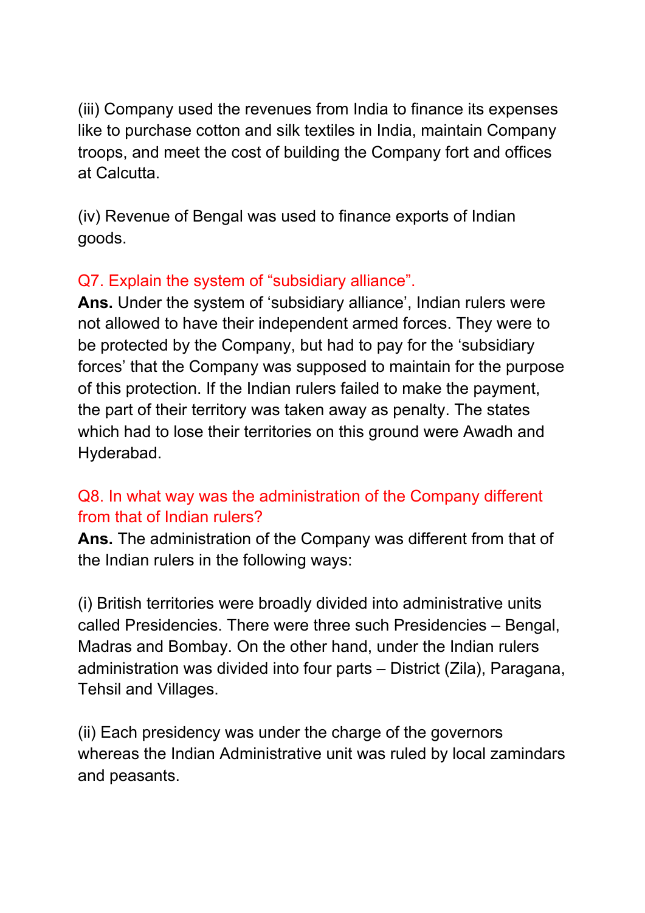(iii) Company used the revenues from India to finance its expenses like to purchase cotton and silk textiles in India, maintain Company troops, and meet the cost of building the Company fort and offices at Calcutta.

(iv) Revenue of Bengal was used to finance exports of Indian goods.

### Q7. Explain the system of "subsidiary alliance".

**Ans.** Under the system of 'subsidiary alliance', Indian rulers were not allowed to have their independent armed forces. They were to be protected by the Company, but had to pay for the 'subsidiary forces' that the Company was supposed to maintain for the purpose of this protection. If the Indian rulers failed to make the payment, the part of their territory was taken away as penalty. The states which had to lose their territories on this ground were Awadh and Hyderabad.

### Q8. In what way was the administration of the Company different from that of Indian rulers?

**Ans.** The administration of the Company was different from that of the Indian rulers in the following ways:

(i) British territories were broadly divided into administrative units called Presidencies. There were three such Presidencies – Bengal, Madras and Bombay. On the other hand, under the Indian rulers administration was divided into four parts – District (Zila), Paragana, Tehsil and Villages.

(ii) Each presidency was under the charge of the governors whereas the Indian Administrative unit was ruled by local zamindars and peasants.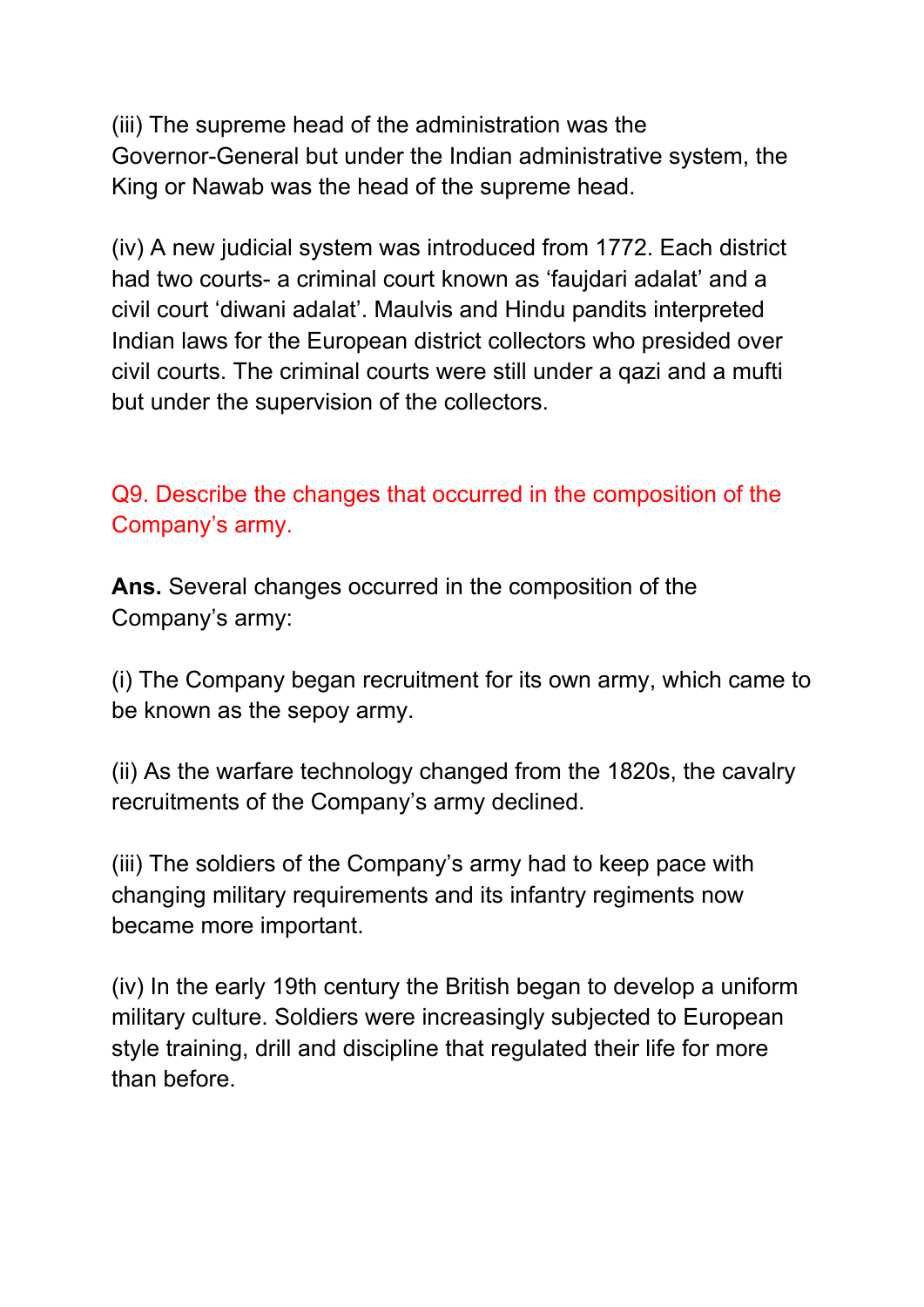(iii) The supreme head of the administration was the Governor-General but under the Indian administrative system, the King or Nawab was the head of the supreme head.

(iv) A new judicial system was introduced from 1772. Each district had two courts- a criminal court known as 'faujdari adalat' and a civil court 'diwani adalat'. Maulvis and Hindu pandits interpreted Indian laws for the European district collectors who presided over civil courts. The criminal courts were still under a qazi and a mufti but under the supervision of the collectors.

Q9. Describe the changes that occurred in the composition of the Company's army.

**Ans.** Several changes occurred in the composition of the Company's army:

(i) The Company began recruitment for its own army, which came to be known as the sepoy army.

(ii) As the warfare technology changed from the 1820s, the cavalry recruitments of the Company's army declined.

(iii) The soldiers of the Company's army had to keep pace with changing military requirements and its infantry regiments now became more important.

(iv) In the early 19th century the British began to develop a uniform military culture. Soldiers were increasingly subjected to European style training, drill and discipline that regulated their life for more than before.